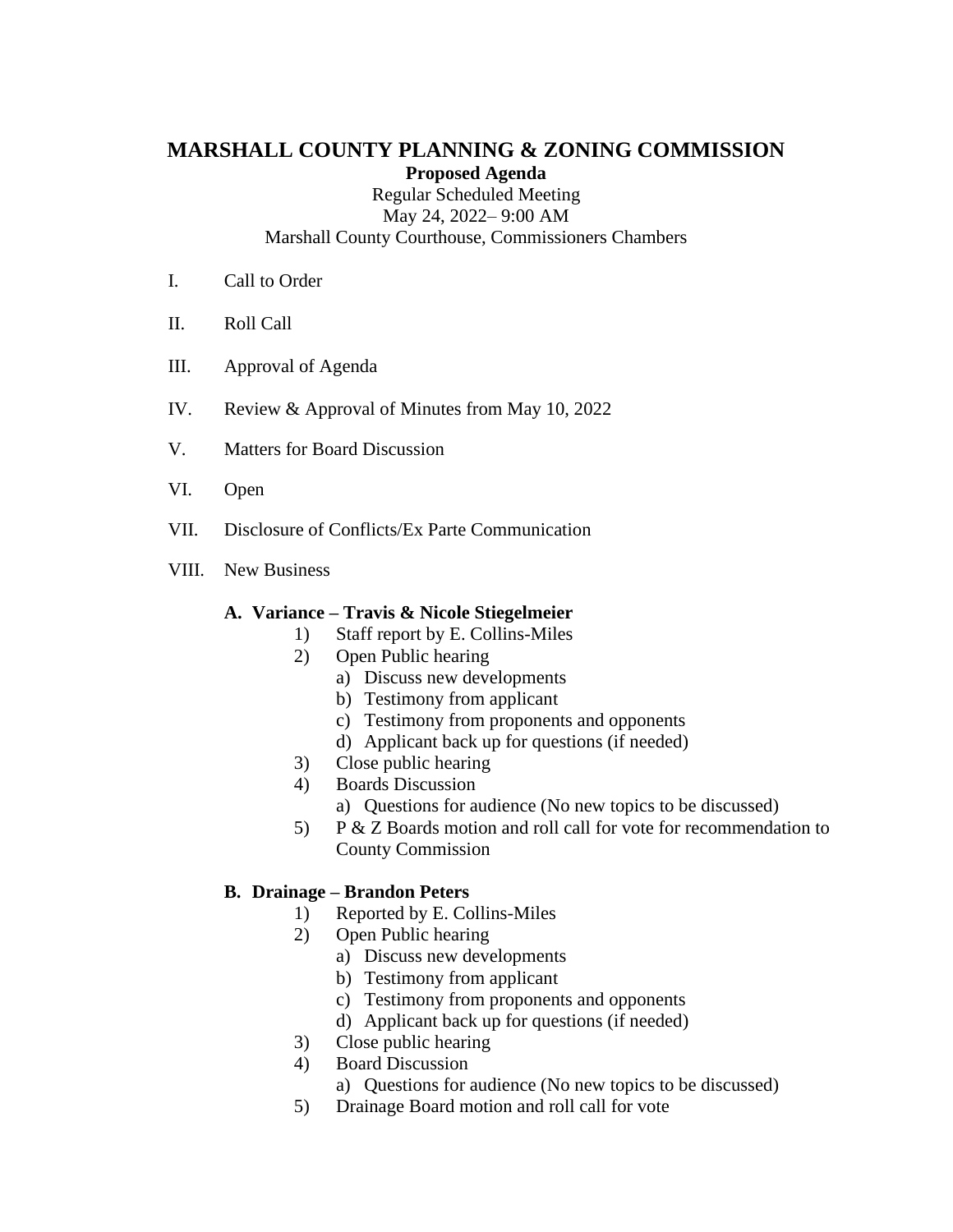# MARSHALL COUNTY PLANNING & ZONING COMMISSION

**Proposed Agenda**

Regular Scheduled Meeting
May 24, 2022– 9:00 AM
Marshall County Courthouse, Commissioners Chambers

I. Call to Order

II. Roll Call

III. Approval of Agenda

IV. Review & Approval of Minutes from May 10, 2022

V. Matters for Board Discussion

VI. Open

VII. Disclosure of Conflicts/Ex Parte Communication

VIII. New Business

**A. Variance – Travis & Nicole Stiegelmeier**

1) Staff report by E. Collins-Miles
2) Open Public hearing
   a) Discuss new developments
   b) Testimony from applicant
   c) Testimony from proponents and opponents
   d) Applicant back up for questions (if needed)
3) Close public hearing
4) Boards Discussion
   a) Questions for audience (No new topics to be discussed)
5) P & Z Boards motion and roll call for vote for recommendation to County Commission

**B. Drainage – Brandon Peters**

1) Reported by E. Collins-Miles
2) Open Public hearing
   a) Discuss new developments
   b) Testimony from applicant
   c) Testimony from proponents and opponents
   d) Applicant back up for questions (if needed)
3) Close public hearing
4) Board Discussion
   a) Questions for audience (No new topics to be discussed)
5) Drainage Board motion and roll call for vote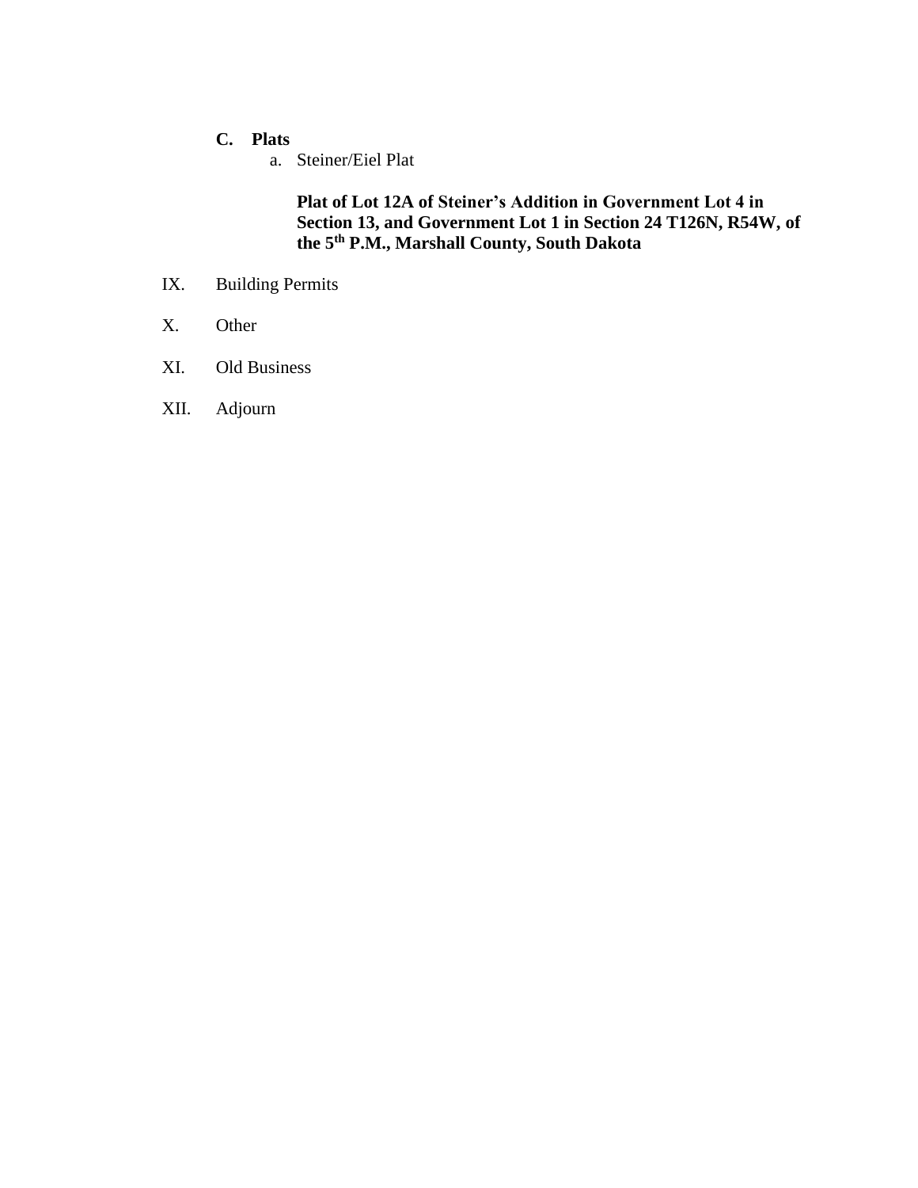**C. Plats**

a. Steiner/Eiel Plat

**Plat of Lot 12A of Steiner's Addition in Government Lot 4 in Section 13, and Government Lot 1 in Section 24 T126N, R54W, of the 5th P.M., Marshall County, South Dakota**

IX. Building Permits

X. Other

XI. Old Business

XII. Adjourn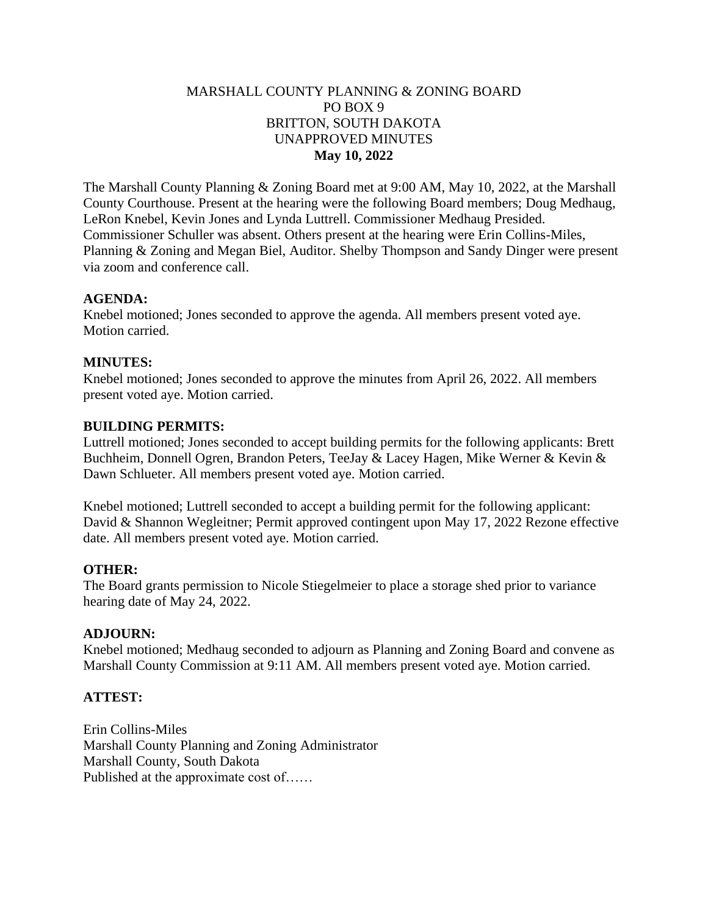MARSHALL COUNTY PLANNING & ZONING BOARD
PO BOX 9
BRITTON, SOUTH DAKOTA
UNAPPROVED MINUTES
**May 10, 2022**

The Marshall County Planning & Zoning Board met at 9:00 AM, May 10, 2022, at the Marshall County Courthouse. Present at the hearing were the following Board members; Doug Medhaug, LeRon Knebel, Kevin Jones and Lynda Luttrell. Commissioner Medhaug Presided. Commissioner Schuller was absent. Others present at the hearing were Erin Collins-Miles, Planning & Zoning and Megan Biel, Auditor. Shelby Thompson and Sandy Dinger were present via zoom and conference call.

**AGENDA:**
Knebel motioned; Jones seconded to approve the agenda. All members present voted aye. Motion carried.

**MINUTES:**
Knebel motioned; Jones seconded to approve the minutes from April 26, 2022. All members present voted aye. Motion carried.

**BUILDING PERMITS:**
Luttrell motioned; Jones seconded to accept building permits for the following applicants: Brett Buchheim, Donnell Ogren, Brandon Peters, TeeJay & Lacey Hagen, Mike Werner & Kevin & Dawn Schlueter. All members present voted aye. Motion carried.

Knebel motioned; Luttrell seconded to accept a building permit for the following applicant: David & Shannon Wegleitner; Permit approved contingent upon May 17, 2022 Rezone effective date. All members present voted aye. Motion carried.

**OTHER:**
The Board grants permission to Nicole Stiegelmeier to place a storage shed prior to variance hearing date of May 24, 2022.

**ADJOURN:**
Knebel motioned; Medhaug seconded to adjourn as Planning and Zoning Board and convene as Marshall County Commission at 9:11 AM. All members present voted aye. Motion carried.

**ATTEST:**

Erin Collins-Miles
Marshall County Planning and Zoning Administrator
Marshall County, South Dakota
Published at the approximate cost of……